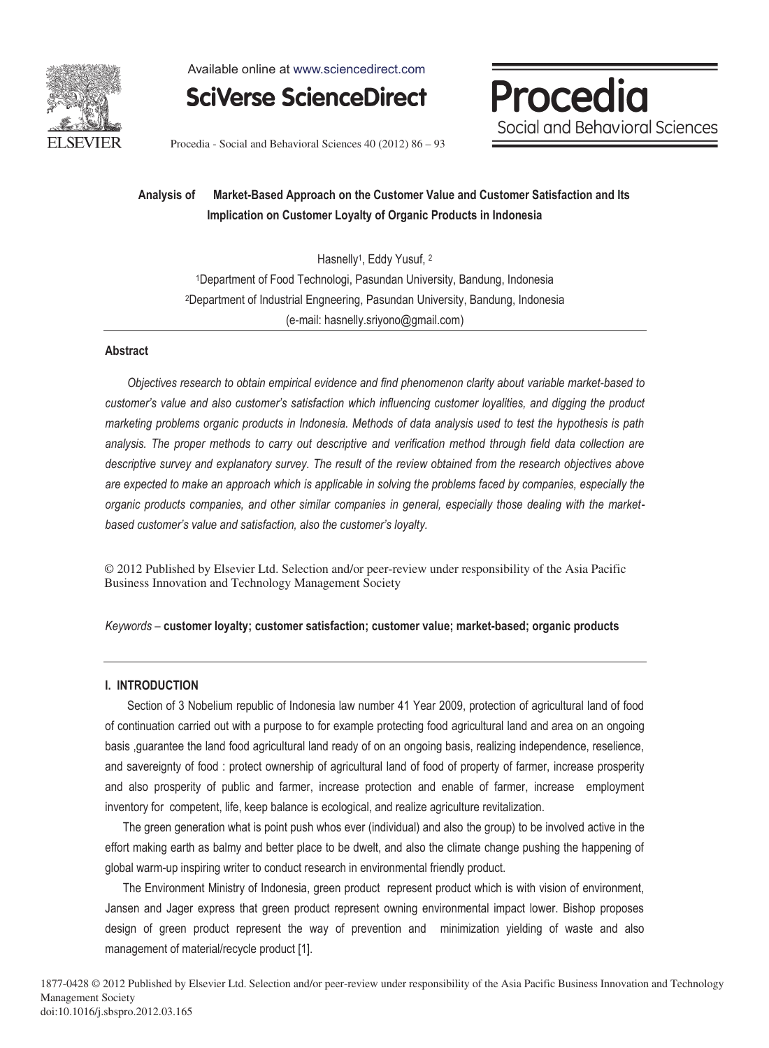# Analysis of Market-Based Approach on the Customer Value and Customer Satisfaction and Its Implication on Customer Loyalty of Organic Products in Indonesia

Hasnelly[1], Eddy Yusuf, [2]

[1]Department of Food Technologi, Pasundan University, Bandung, Indonesia
[2]Department of Industrial Engneering, Pasundan University, Bandung, Indonesia
(e-mail: hasnelly.sriyono@gmail.com)

## Abstract

*Objectives research to obtain empirical evidence and find phenomenon clarity about variable market-based to customer's value and also customer's satisfaction which influencing customer loyalities, and digging the product marketing problems organic products in Indonesia. Methods of data analysis used to test the hypothesis is path analysis. The proper methods to carry out descriptive and verification method through field data collection are descriptive survey and explanatory survey. The result of the review obtained from the research objectives above are expected to make an approach which is applicable in solving the problems faced by companies, especially the organic products companies, and other similar companies in general, especially those dealing with the market-based customer's value and satisfaction, also the customer's loyalty.*

© 2012 Published by Elsevier Ltd. Selection and/or peer-review under responsibility of the Asia Pacific Business Innovation and Technology Management Society

*Keywords* – **customer loyalty; customer satisfaction; customer value; market-based; organic products**

## I. INTRODUCTION

Section of 3 Nobelium republic of Indonesia law number 41 Year 2009, protection of agricultural land of food of continuation carried out with a purpose to for example protecting food agricultural land and area on an ongoing basis ,guarantee the land food agricultural land ready of on an ongoing basis, realizing independence, reselience, and savereignty of food : protect ownership of agricultural land of food of property of farmer, increase prosperity and also prosperity of public and farmer, increase protection and enable of farmer, increase employment inventory for competent, life, keep balance is ecological, and realize agriculture revitalization.

The green generation what is point push whos ever (individual) and also the group) to be involved active in the effort making earth as balmy and better place to be dwelt, and also the climate change pushing the happening of global warm-up inspiring writer to conduct research in environmental friendly product.

The Environment Ministry of Indonesia, green product represent product which is with vision of environment, Jansen and Jager express that green product represent owning environmental impact lower. Bishop proposes design of green product represent the way of prevention and minimization yielding of waste and also management of material/recycle product [1].

1877-0428 © 2012 Published by Elsevier Ltd. Selection and/or peer-review under responsibility of the Asia Pacific Business Innovation and Technology Management Society
doi:10.1016/j.sbspro.2012.03.165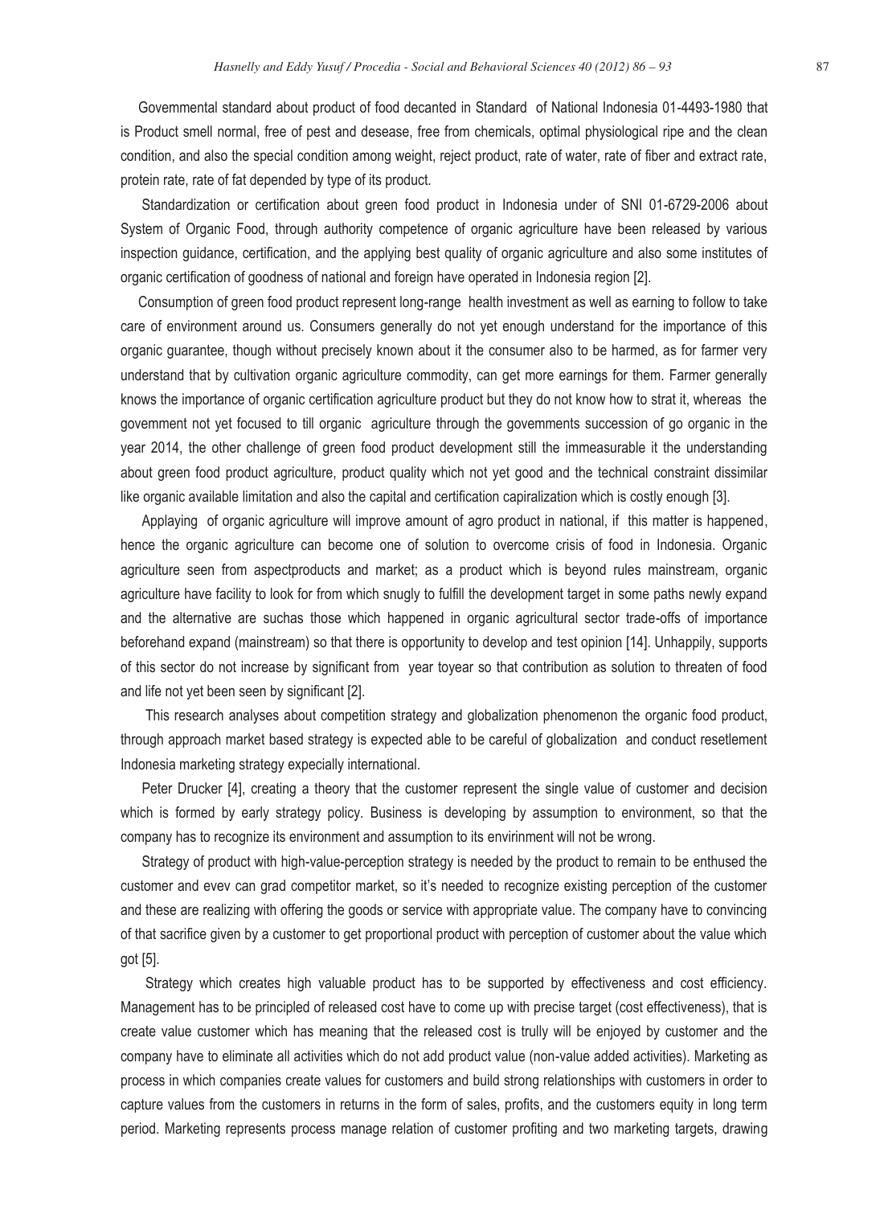Govemmental standard about product of food decanted in Standard of National Indonesia 01-4493-1980 that is Product smell normal, free of pest and desease, free from chemicals, optimal physiological ripe and the clean condition, and also the special condition among weight, reject product, rate of water, rate of fiber and extract rate, protein rate, rate of fat depended by type of its product.

Standardization or certification about green food product in Indonesia under of SNI 01-6729-2006 about System of Organic Food, through authority competence of organic agriculture have been released by various inspection guidance, certification, and the applying best quality of organic agriculture and also some institutes of organic certification of goodness of national and foreign have operated in Indonesia region [2].

Consumption of green food product represent long-range health investment as well as earning to follow to take care of environment around us. Consumers generally do not yet enough understand for the importance of this organic guarantee, though without precisely known about it the consumer also to be harmed, as for farmer very understand that by cultivation organic agriculture commodity, can get more earnings for them. Farmer generally knows the importance of organic certification agriculture product but they do not know how to strat it, whereas the govemment not yet focused to till organic agriculture through the govemments succession of go organic in the year 2014, the other challenge of green food product development still the immeasurable it the understanding about green food product agriculture, product quality which not yet good and the technical constraint dissimilar like organic available limitation and also the capital and certification capiralization which is costly enough [3].

Applaying of organic agriculture will improve amount of agro product in national, if this matter is happened, hence the organic agriculture can become one of solution to overcome crisis of food in Indonesia. Organic agriculture seen from aspectproducts and market; as a product which is beyond rules mainstream, organic agriculture have facility to look for from which snugly to fulfill the development target in some paths newly expand and the alternative are suchas those which happened in organic agricultural sector trade-offs of importance beforehand expand (mainstream) so that there is opportunity to develop and test opinion [14]. Unhappily, supports of this sector do not increase by significant from year toyear so that contribution as solution to threaten of food and life not yet been seen by significant [2].

This research analyses about competition strategy and globalization phenomenon the organic food product, through approach market based strategy is expected able to be careful of globalization and conduct resetlement Indonesia marketing strategy expecially international.

Peter Drucker [4], creating a theory that the customer represent the single value of customer and decision which is formed by early strategy policy. Business is developing by assumption to environment, so that the company has to recognize its environment and assumption to its envirinment will not be wrong.

Strategy of product with high-value-perception strategy is needed by the product to remain to be enthused the customer and evev can grad competitor market, so it's needed to recognize existing perception of the customer and these are realizing with offering the goods or service with appropriate value. The company have to convincing of that sacrifice given by a customer to get proportional product with perception of customer about the value which got [5].

Strategy which creates high valuable product has to be supported by effectiveness and cost efficiency. Management has to be principled of released cost have to come up with precise target (cost effectiveness), that is create value customer which has meaning that the released cost is trully will be enjoyed by customer and the company have to eliminate all activities which do not add product value (non-value added activities). Marketing as process in which companies create values for customers and build strong relationships with customers in order to capture values from the customers in returns in the form of sales, profits, and the customers equity in long term period. Marketing represents process manage relation of customer profiting and two marketing targets, drawing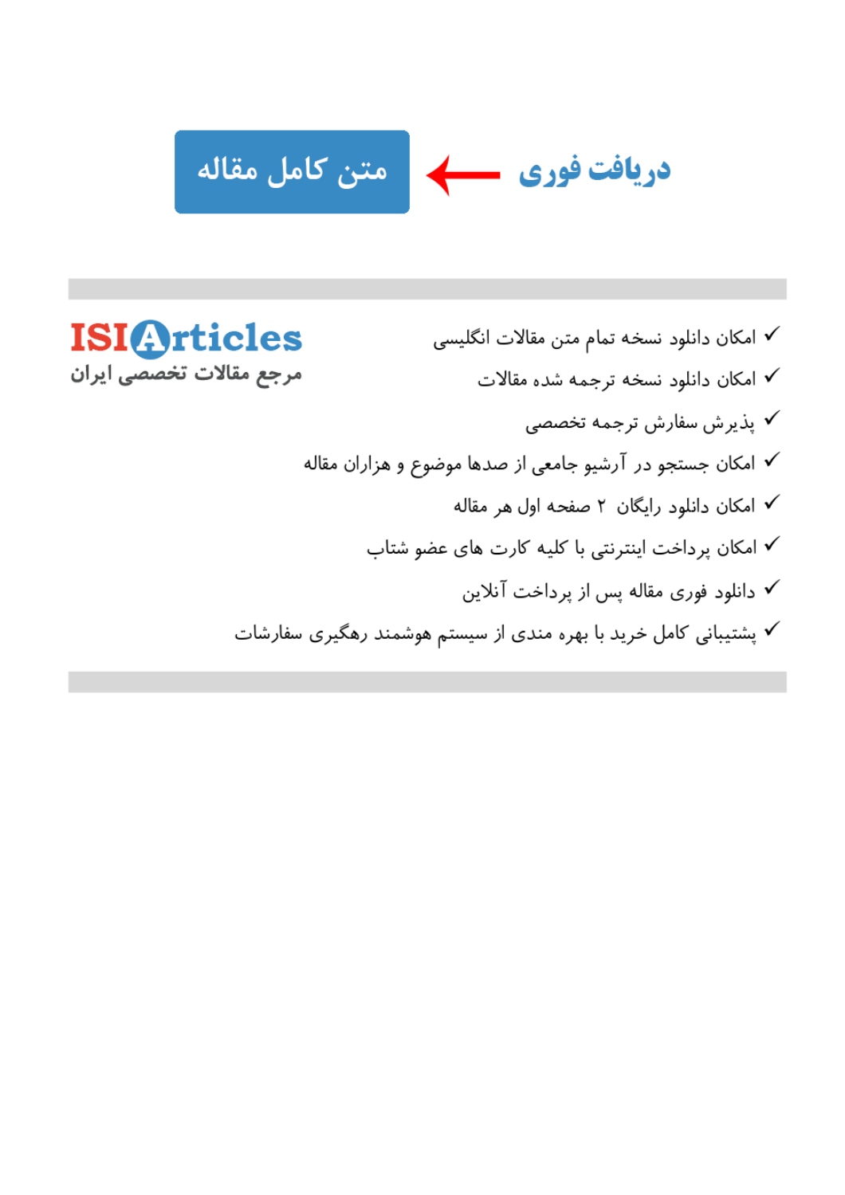دریافت فوری ← **متن کامل مقاله**

**ISIArticles**
مرجع مقالات تخصصی ایران

- ✓ امکان دانلود نسخه تمام متن مقالات انگلیسی
- ✓ امکان دانلود نسخه ترجمه شده مقالات
- ✓ پذیرش سفارش ترجمه تخصصی
- ✓ امکان جستجو در آرشیو جامعی از صدها موضوع و هزاران مقاله
- ✓ امکان دانلود رایگان ۲ صفحه اول هر مقاله
- ✓ امکان پرداخت اینترنتی با کلیه کارت های عضو شتاب
- ✓ دانلود فوری مقاله پس از پرداخت آنلاین
- ✓ پشتیبانی کامل خرید با بهره مندی از سیستم هوشمند رهگیری سفارشات